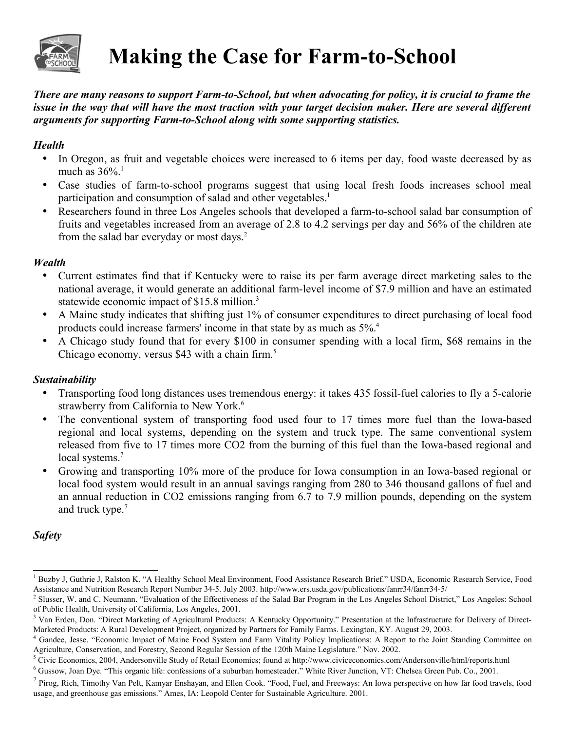# Making the Case for Farm-to-School

***There are many reasons to support Farm-to-School, but when advocating for policy, it is crucial to frame the issue in the way that will have the most traction with your target decision maker. Here are several different arguments for supporting Farm-to-School along with some supporting statistics.***

### *Health*

- In Oregon, as fruit and vegetable choices were increased to 6 items per day, food waste decreased by as much as 36%.[1]
- Case studies of farm-to-school programs suggest that using local fresh foods increases school meal participation and consumption of salad and other vegetables.[1]
- Researchers found in three Los Angeles schools that developed a farm-to-school salad bar consumption of fruits and vegetables increased from an average of 2.8 to 4.2 servings per day and 56% of the children ate from the salad bar everyday or most days.[2]

### *Wealth*

- Current estimates find that if Kentucky were to raise its per farm average direct marketing sales to the national average, it would generate an additional farm-level income of $7.9 million and have an estimated statewide economic impact of $15.8 million.[3]
- A Maine study indicates that shifting just 1% of consumer expenditures to direct purchasing of local food products could increase farmers' income in that state by as much as 5%.[4]
- A Chicago study found that for every $100 in consumer spending with a local firm, $68 remains in the Chicago economy, versus $43 with a chain firm.[5]

### *Sustainability*

- Transporting food long distances uses tremendous energy: it takes 435 fossil-fuel calories to fly a 5-calorie strawberry from California to New York.[6]
- The conventional system of transporting food used four to 17 times more fuel than the Iowa-based regional and local systems, depending on the system and truck type. The same conventional system released from five to 17 times more $CO_2$ from the burning of this fuel than the Iowa-based regional and local systems.[7]
- Growing and transporting 10% more of the produce for Iowa consumption in an Iowa-based regional or local food system would result in an annual savings ranging from 280 to 346 thousand gallons of fuel and an annual reduction in $CO_2$ emissions ranging from 6.7 to 7.9 million pounds, depending on the system and truck type.[7]

### *Safety*

---

[1] Buzby J, Guthrie J, Ralston K. "A Healthy School Meal Environment, Food Assistance Research Brief." USDA, Economic Research Service, Food Assistance and Nutrition Research Report Number 34-5. July 2003. http://www.ers.usda.gov/publications/fanrr34/fanrr34-5/

[2] Slusser, W. and C. Neumann. "Evaluation of the Effectiveness of the Salad Bar Program in the Los Angeles School District," Los Angeles: School of Public Health, University of California, Los Angeles, 2001.

[3] Van Erden, Don. "Direct Marketing of Agricultural Products: A Kentucky Opportunity." Presentation at the Infrastructure for Delivery of Direct-Marketed Products: A Rural Development Project, organized by Partners for Family Farms. Lexington, KY. August 29, 2003.

[4] Gandee, Jesse. "Economic Impact of Maine Food System and Farm Vitality Policy Implications: A Report to the Joint Standing Committee on Agriculture, Conservation, and Forestry, Second Regular Session of the 120th Maine Legislature." Nov. 2002.

[5] Civic Economics, 2004, Andersonville Study of Retail Economics; found at http://www.civiceconomics.com/Andersonville/html/reports.html

[6] Gussow, Joan Dye. "This organic life: confessions of a suburban homesteader." White River Junction, VT: Chelsea Green Pub. Co., 2001.

[7] Pirog, Rich, Timothy Van Pelt, Kamyar Enshayan, and Ellen Cook. "Food, Fuel, and Freeways: An Iowa perspective on how far food travels, food usage, and greenhouse gas emissions." Ames, IA: Leopold Center for Sustainable Agriculture. 2001.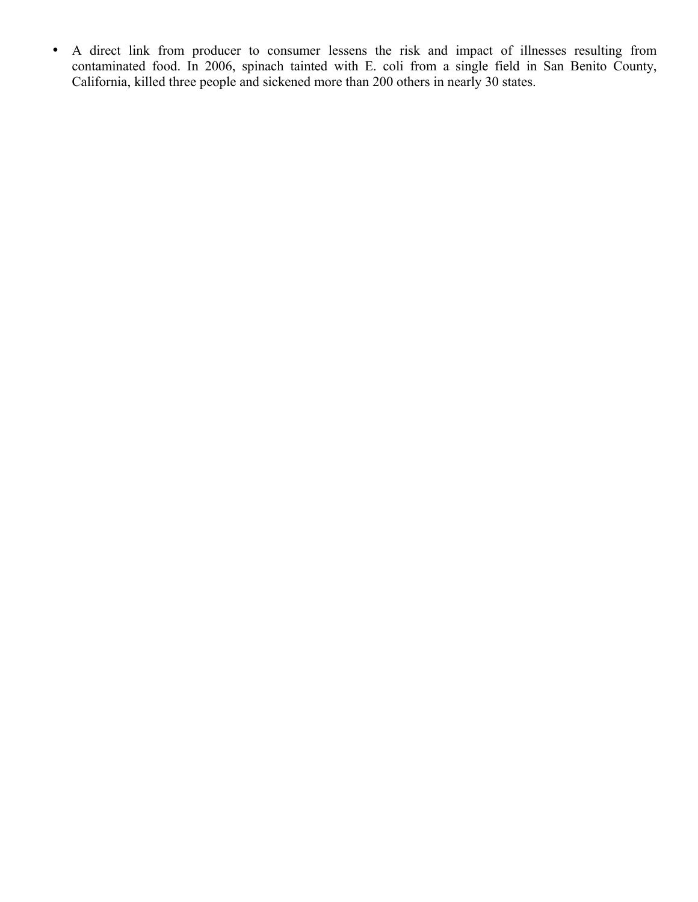- A direct link from producer to consumer lessens the risk and impact of illnesses resulting from contaminated food. In 2006, spinach tainted with E. coli from a single field in San Benito County, California, killed three people and sickened more than 200 others in nearly 30 states.